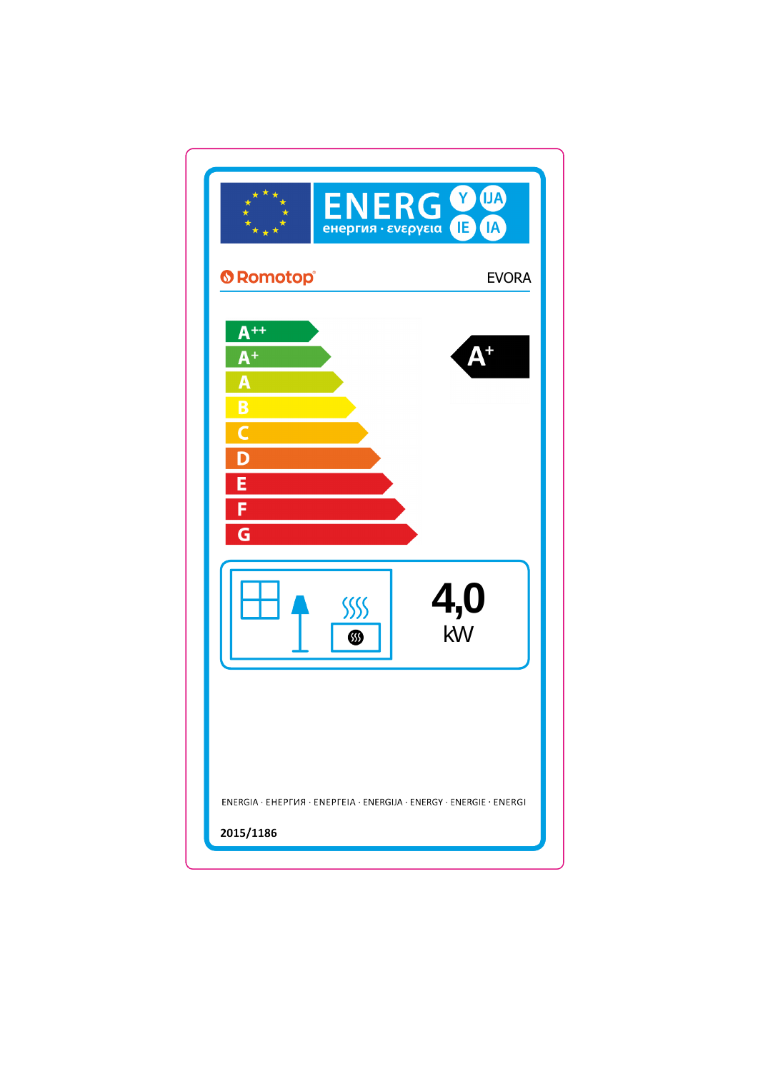ENERG енергия · ενεργεια Y IJA IE IA

Romotop EVORA

A++
A+
A
B
C
D
E
F
G

A+

4,0 kW

ENERGIA · ЕНЕРГИЯ · ΕΝΕΡΓΕΙΑ · ENERGIJA · ENERGY · ENERGIE · ENERGI

2015/1186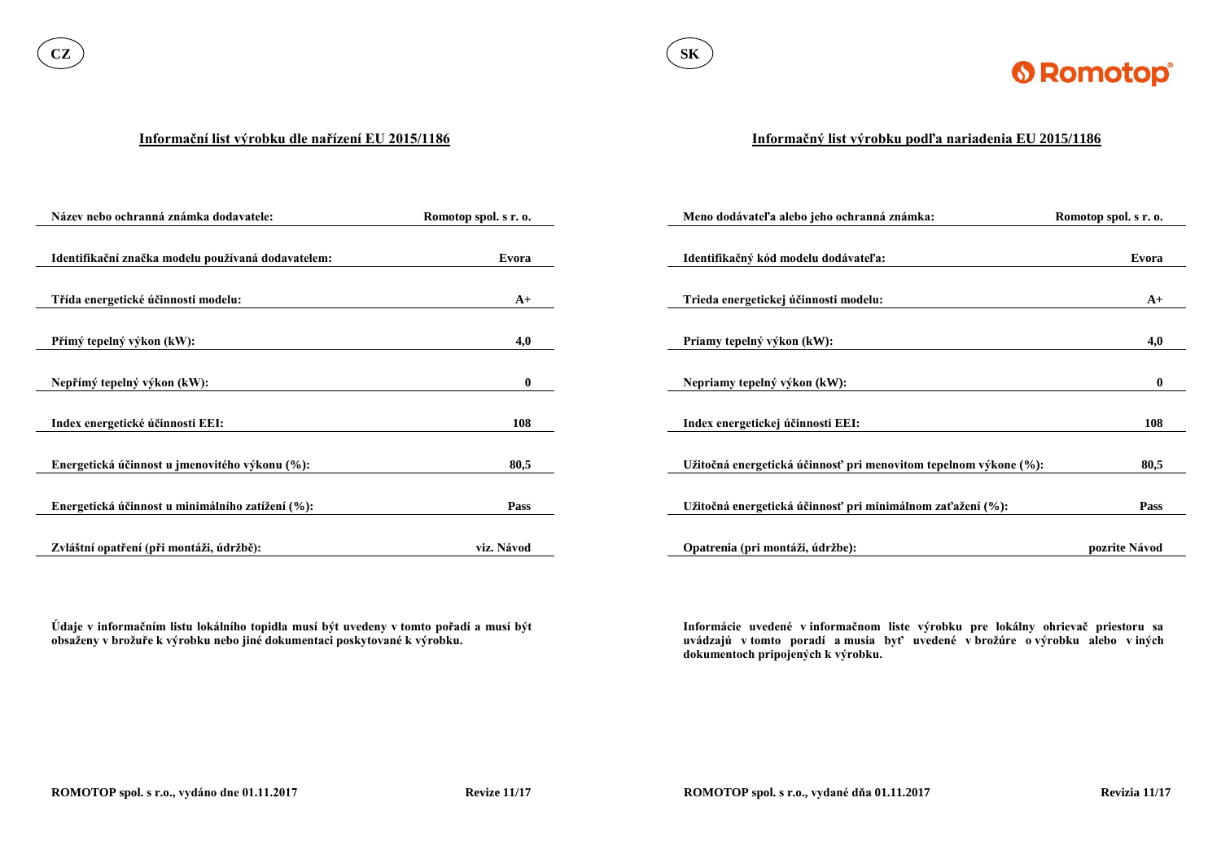CZ

## Informační list výrobku dle nařízení EU 2015/1186

| Název nebo ochranná známka dodavatele: | Romotop spol. s r. o. |
|---|---|
| Identifikační značka modelu používaná dodavatelem: | Evora |
| Třída energetické účinnosti modelu: | A+ |
| Přímý tepelný výkon (kW): | 4,0 |
| Nepřímý tepelný výkon (kW): | 0 |
| Index energetické účinnosti EEI: | 108 |
| Energetická účinnost u jmenovitého výkonu (%): | 80,5 |
| Energetická účinnost u minimálního zatížení (%): | Pass |
| Zvláštní opatření (při montáži, údržbě): | viz. Návod |

**Údaje v informačním listu lokálního topidla musí být uvedeny v tomto pořadí a musí být obsaženy v brožuře k výrobku nebo jiné dokumentaci poskytované k výrobku.**

**ROMOTOP spol. s r.o., vydáno dne 01.11.2017** **Revize 11/17**

SK

## Informačný list výrobku podľa nariadenia EU 2015/1186

| Meno dodávateľa alebo jeho ochranná známka: | Romotop spol. s r. o. |
|---|---|
| Identifikačný kód modelu dodávateľa: | Evora |
| Trieda energetickej účinnosti modelu: | A+ |
| Priamy tepelný výkon (kW): | 4,0 |
| Nepriamy tepelný výkon (kW): | 0 |
| Index energetickej účinnosti EEI: | 108 |
| Užitočná energetická účinnosť pri menovitom tepelnom výkone (%): | 80,5 |
| Užitočná energetická účinnosť pri minimálnom zaťažení (%): | Pass |
| Opatrenia (pri montáži, údržbe): | pozrite Návod |

**Informácie uvedené v informačnom liste výrobku pre lokálny ohrievač priestoru sa uvádzajú v tomto poradí a musia byť uvedené v brožúre o výrobku alebo v iných dokumentoch pripojených k výrobku.**

**ROMOTOP spol. s r.o., vydané dňa 01.11.2017** **Revizia 11/17**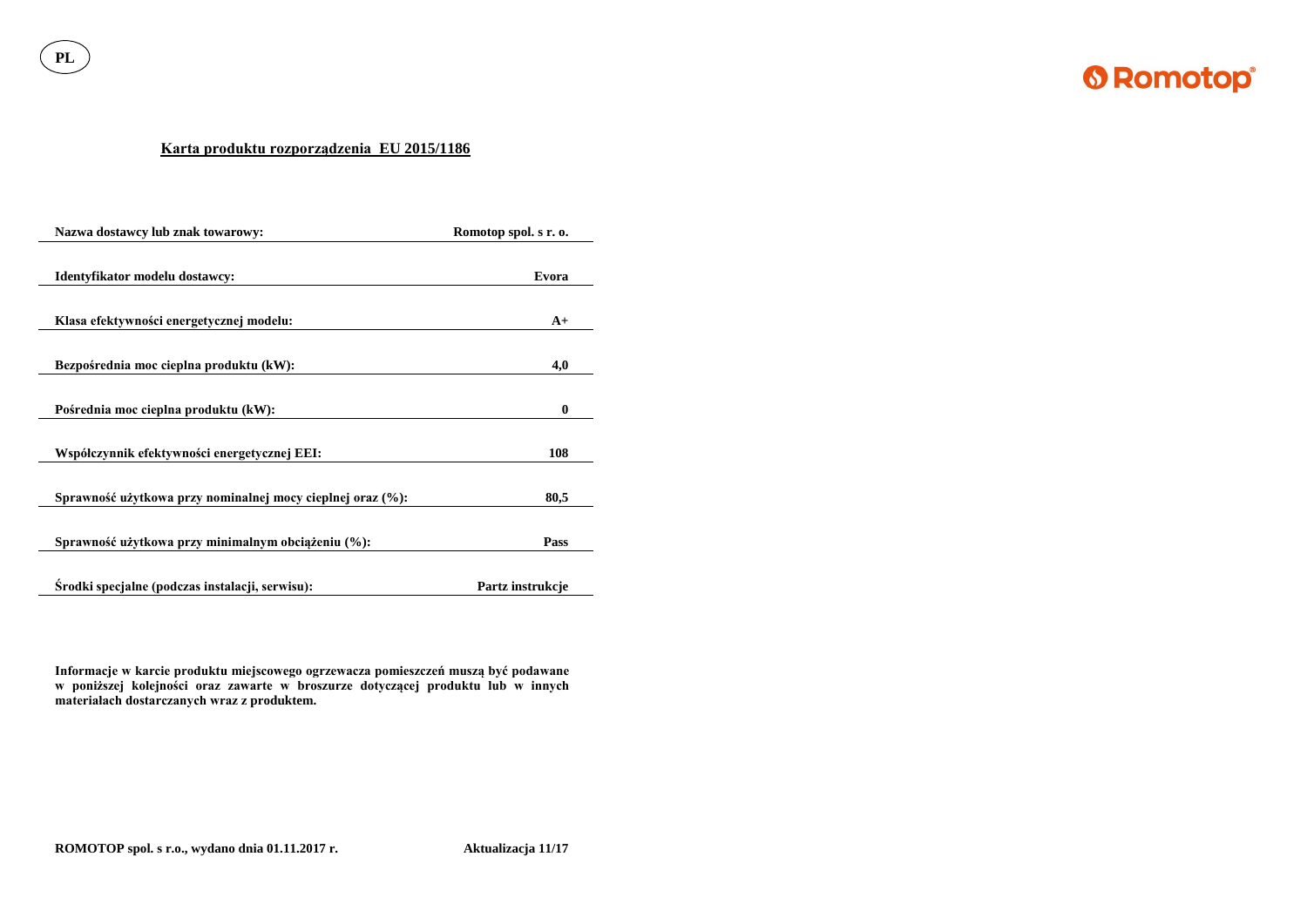PL

## Karta produktu rozporządzenia EU 2015/1186

| | |
|---|---|
| **Nazwa dostawcy lub znak towarowy:** | **Romotop spol. s r. o.** |
| **Identyfikator modelu dostawcy:** | **Evora** |
| **Klasa efektywności energetycznej modelu:** | **A+** |
| **Bezpośrednia moc cieplna produktu (kW):** | **4,0** |
| **Pośrednia moc cieplna produktu (kW):** | **0** |
| **Współczynnik efektywności energetycznej EEI:** | **108** |
| **Sprawność użytkowa przy nominalnej mocy cieplnej oraz (%):** | **80,5** |
| **Sprawność użytkowa przy minimalnym obciążeniu (%):** | **Pass** |
| **Środki specjalne (podczas instalacji, serwisu):** | **Partz instrukcje** |

**Informacje w karcie produktu miejscowego ogrzewacza pomieszczeń muszą być podawane w poniższej kolejności oraz zawarte w broszurze dotyczącej produktu lub w innych materiałach dostarczanych wraz z produktem.**

**ROMOTOP spol. s r.o., wydano dnia 01.11.2017 r.** **Aktualizacja 11/17**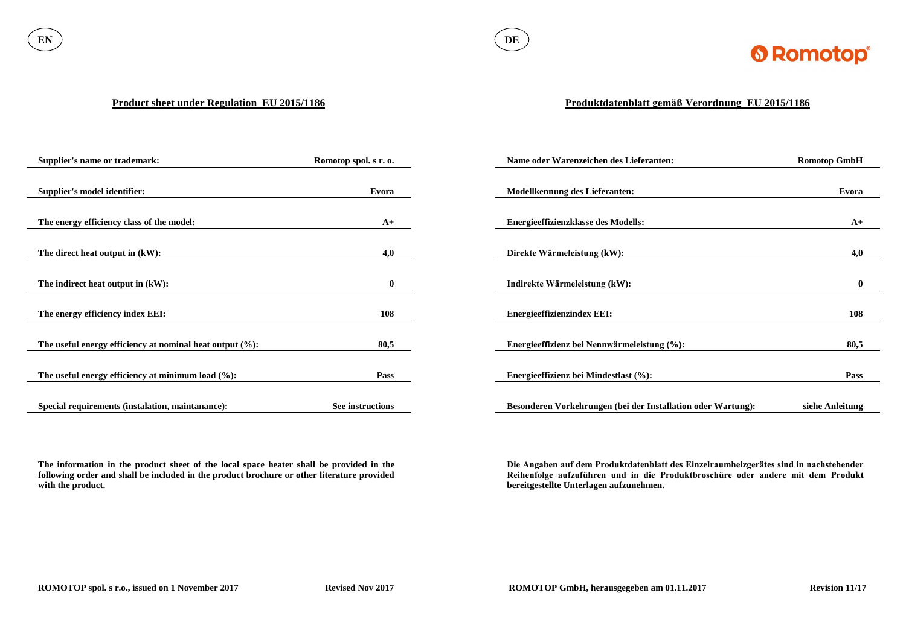EN

## Product sheet under Regulation EU 2015/1186

| | |
|---|---|
| **Supplier's name or trademark:** | **Romotop spol. s r. o.** |
| **Supplier's model identifier:** | **Evora** |
| **The energy efficiency class of the model:** | **A+** |
| **The direct heat output in (kW):** | **4,0** |
| **The indirect heat output in (kW):** | **0** |
| **The energy efficiency index EEI:** | **108** |
| **The useful energy efficiency at nominal heat output (%):** | **80,5** |
| **The useful energy efficiency at minimum load (%):** | **Pass** |
| **Special requirements (instalation, maintanance):** | **See instructions** |

**The information in the product sheet of the local space heater shall be provided in the following order and shall be included in the product brochure or other literature provided with the product.**

**ROMOTOP spol. s r.o., issued on 1 November 2017** **Revised Nov 2017**

DE

Romotop

## Produktdatenblatt gemäß Verordnung EU 2015/1186

| | |
|---|---|
| **Name oder Warenzeichen des Lieferanten:** | **Romotop GmbH** |
| **Modellkennung des Lieferanten:** | **Evora** |
| **Energieeffizienzklasse des Modells:** | **A+** |
| **Direkte Wärmeleistung (kW):** | **4,0** |
| **Indirekte Wärmeleistung (kW):** | **0** |
| **Energieeffizienzindex EEI:** | **108** |
| **Energieeffizienz bei Nennwärmeleistung (%):** | **80,5** |
| **Energieeffizienz bei Mindestlast (%):** | **Pass** |
| **Besonderen Vorkehrungen (bei der Installation oder Wartung):** | **siehe Anleitung** |

**Die Angaben auf dem Produktdatenblatt des Einzelraumheizgerätes sind in nachstehender Reihenfolge aufzuführen und in die Produktbroschüre oder andere mit dem Produkt bereitgestellte Unterlagen aufzunehmen.**

**ROMOTOP GmbH, herausgegeben am 01.11.2017** **Revision 11/17**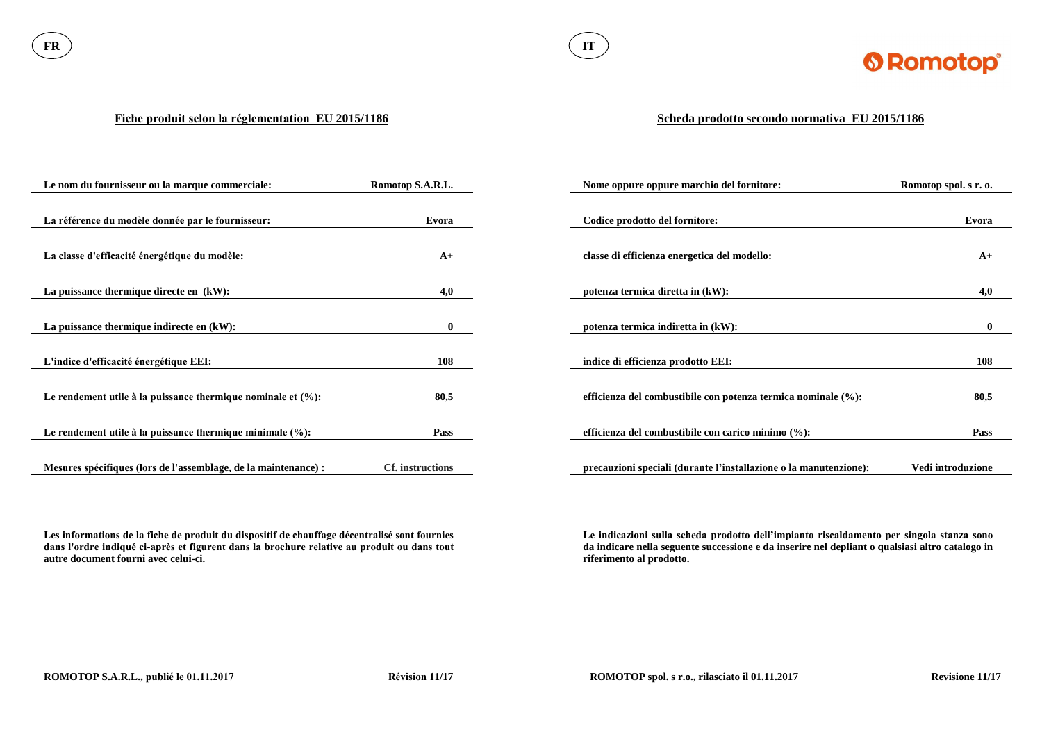FR

## Fiche produit selon la réglementation EU 2015/1186

| | |
|---|---|
| **Le nom du fournisseur ou la marque commerciale:** | **Romotop S.A.R.L.** |
| **La référence du modèle donnée par le fournisseur:** | **Evora** |
| **La classe d'efficacité énergétique du modèle:** | **A+** |
| **La puissance thermique directe en (kW):** | **4,0** |
| **La puissance thermique indirecte en (kW):** | **0** |
| **L'indice d'efficacité énergétique EEI:** | **108** |
| **Le rendement utile à la puissance thermique nominale et (%):** | **80,5** |
| **Le rendement utile à la puissance thermique minimale (%):** | **Pass** |
| **Mesures spécifiques (lors de l'assemblage, de la maintenance) :** | **Cf. instructions** |

**Les informations de la fiche de produit du dispositif de chauffage décentralisé sont fournies dans l'ordre indiqué ci-après et figurent dans la brochure relative au produit ou dans tout autre document fourni avec celui-ci.**

**ROMOTOP S.A.R.L., publié le 01.11.2017** **Révision 11/17**

IT

Romotop

## Scheda prodotto secondo normativa EU 2015/1186

| | |
|---|---|
| **Nome oppure oppure marchio del fornitore:** | **Romotop spol. s r. o.** |
| **Codice prodotto del fornitore:** | **Evora** |
| **classe di efficienza energetica del modello:** | **A+** |
| **potenza termica diretta in (kW):** | **4,0** |
| **potenza termica indiretta in (kW):** | **0** |
| **indice di efficienza prodotto EEI:** | **108** |
| **efficienza del combustibile con potenza termica nominale (%):** | **80,5** |
| **efficienza del combustibile con carico minimo (%):** | **Pass** |
| **precauzioni speciali (durante l'installazione o la manutenzione):** | **Vedi introduzione** |

**Le indicazioni sulla scheda prodotto dell'impianto riscaldamento per singola stanza sono da indicare nella seguente successione e da inserire nel depliant o qualsiasi altro catalogo in riferimento al prodotto.**

**ROMOTOP spol. s r.o., rilasciato il 01.11.2017** **Revisione 11/17**